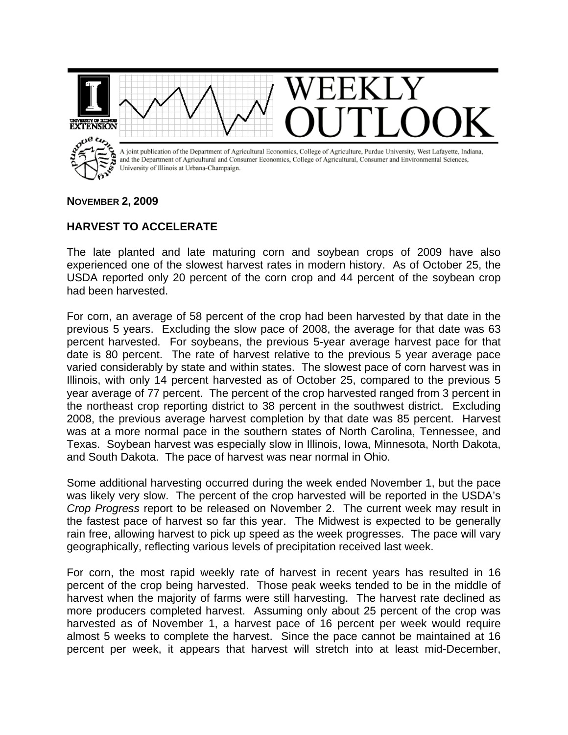# WEEKLY OUTLOOK

A joint publication of the Department of Agricultural Economics, College of Agriculture, Purdue University, West Lafayette, Indiana, and the Department of Agricultural and Consumer Economics, College of Agricultural, Consumer and Environmental Sciences, University of Illinois at Urbana-Champaign.

**NOVEMBER 2, 2009**

## HARVEST TO ACCELERATE

The late planted and late maturing corn and soybean crops of 2009 have also experienced one of the slowest harvest rates in modern history. As of October 25, the USDA reported only 20 percent of the corn crop and 44 percent of the soybean crop had been harvested.

For corn, an average of 58 percent of the crop had been harvested by that date in the previous 5 years. Excluding the slow pace of 2008, the average for that date was 63 percent harvested. For soybeans, the previous 5-year average harvest pace for that date is 80 percent. The rate of harvest relative to the previous 5 year average pace varied considerably by state and within states. The slowest pace of corn harvest was in Illinois, with only 14 percent harvested as of October 25, compared to the previous 5 year average of 77 percent. The percent of the crop harvested ranged from 3 percent in the northeast crop reporting district to 38 percent in the southwest district. Excluding 2008, the previous average harvest completion by that date was 85 percent. Harvest was at a more normal pace in the southern states of North Carolina, Tennessee, and Texas. Soybean harvest was especially slow in Illinois, Iowa, Minnesota, North Dakota, and South Dakota. The pace of harvest was near normal in Ohio.

Some additional harvesting occurred during the week ended November 1, but the pace was likely very slow. The percent of the crop harvested will be reported in the USDA's *Crop Progress* report to be released on November 2. The current week may result in the fastest pace of harvest so far this year. The Midwest is expected to be generally rain free, allowing harvest to pick up speed as the week progresses. The pace will vary geographically, reflecting various levels of precipitation received last week.

For corn, the most rapid weekly rate of harvest in recent years has resulted in 16 percent of the crop being harvested. Those peak weeks tended to be in the middle of harvest when the majority of farms were still harvesting. The harvest rate declined as more producers completed harvest. Assuming only about 25 percent of the crop was harvested as of November 1, a harvest pace of 16 percent per week would require almost 5 weeks to complete the harvest. Since the pace cannot be maintained at 16 percent per week, it appears that harvest will stretch into at least mid-December,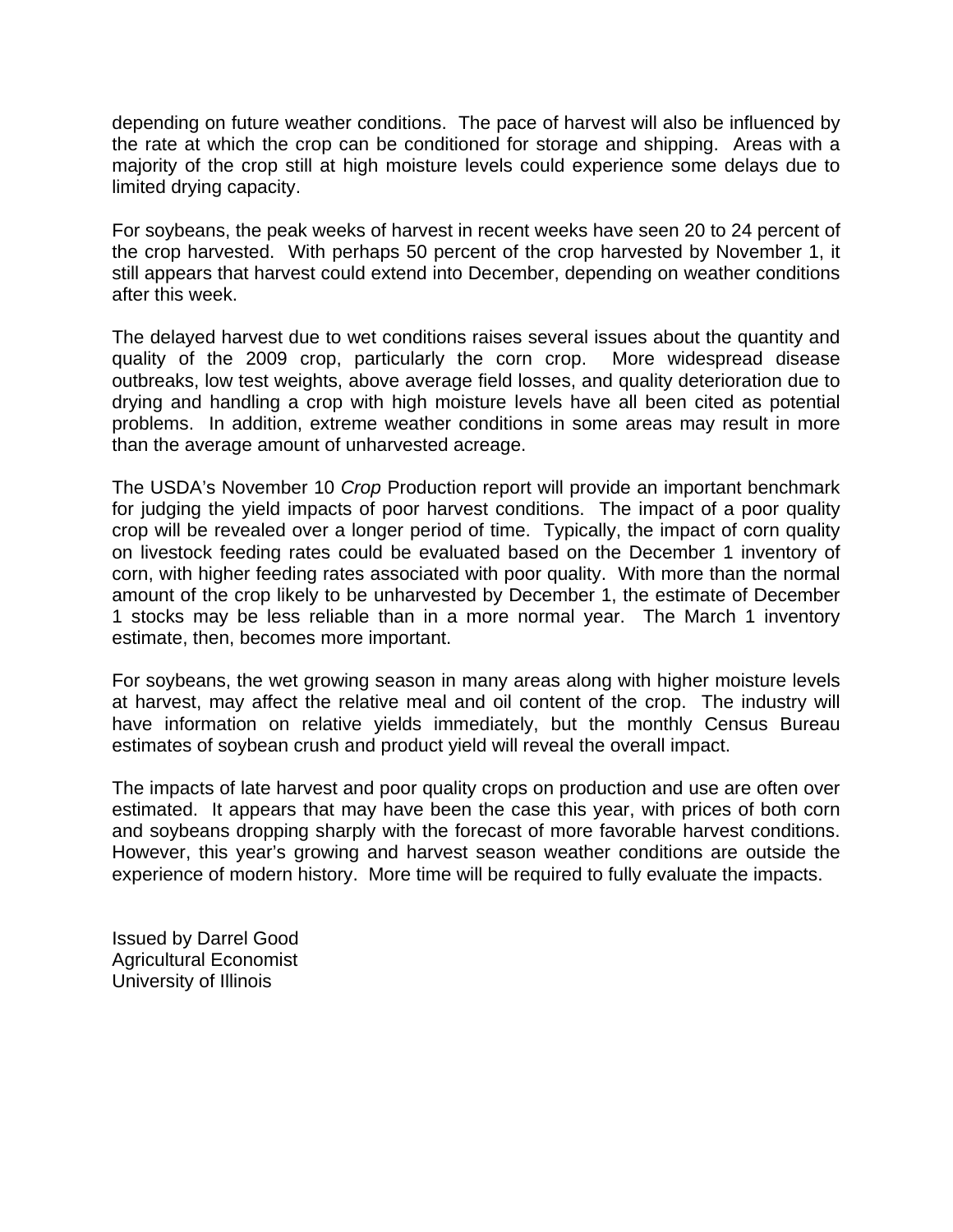depending on future weather conditions. The pace of harvest will also be influenced by the rate at which the crop can be conditioned for storage and shipping. Areas with a majority of the crop still at high moisture levels could experience some delays due to limited drying capacity.

For soybeans, the peak weeks of harvest in recent weeks have seen 20 to 24 percent of the crop harvested. With perhaps 50 percent of the crop harvested by November 1, it still appears that harvest could extend into December, depending on weather conditions after this week.

The delayed harvest due to wet conditions raises several issues about the quantity and quality of the 2009 crop, particularly the corn crop. More widespread disease outbreaks, low test weights, above average field losses, and quality deterioration due to drying and handling a crop with high moisture levels have all been cited as potential problems. In addition, extreme weather conditions in some areas may result in more than the average amount of unharvested acreage.

The USDA's November 10 *Crop* Production report will provide an important benchmark for judging the yield impacts of poor harvest conditions. The impact of a poor quality crop will be revealed over a longer period of time. Typically, the impact of corn quality on livestock feeding rates could be evaluated based on the December 1 inventory of corn, with higher feeding rates associated with poor quality. With more than the normal amount of the crop likely to be unharvested by December 1, the estimate of December 1 stocks may be less reliable than in a more normal year. The March 1 inventory estimate, then, becomes more important.

For soybeans, the wet growing season in many areas along with higher moisture levels at harvest, may affect the relative meal and oil content of the crop. The industry will have information on relative yields immediately, but the monthly Census Bureau estimates of soybean crush and product yield will reveal the overall impact.

The impacts of late harvest and poor quality crops on production and use are often over estimated. It appears that may have been the case this year, with prices of both corn and soybeans dropping sharply with the forecast of more favorable harvest conditions. However, this year's growing and harvest season weather conditions are outside the experience of modern history. More time will be required to fully evaluate the impacts.

Issued by Darrel Good  
Agricultural Economist  
University of Illinois